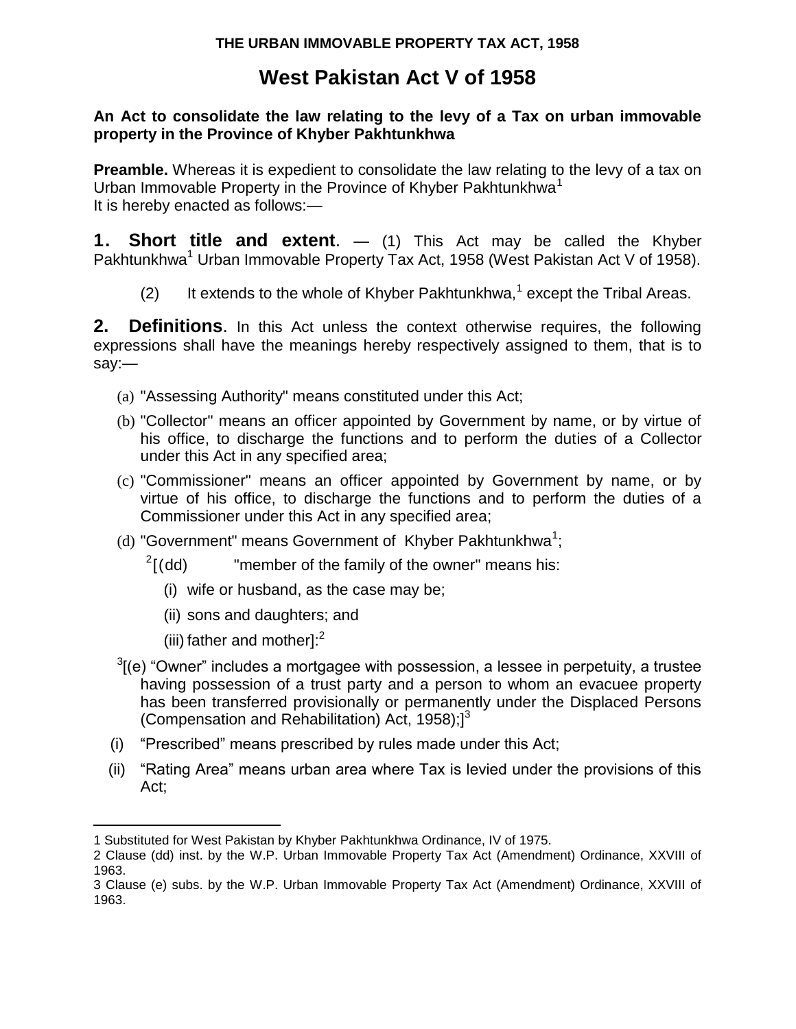**THE URBAN IMMOVABLE PROPERTY TAX ACT, 1958**

# West Pakistan Act V of 1958

**An Act to consolidate the law relating to the levy of a Tax on urban immovable property in the Province of Khyber Pakhtunkhwa**

**Preamble.** Whereas it is expedient to consolidate the law relating to the levy of a tax on Urban Immovable Property in the Province of Khyber Pakhtunkhwa[1]
It is hereby enacted as follows:—

**1. Short title and extent**. — (1) This Act may be called the Khyber Pakhtunkhwa[1] Urban Immovable Property Tax Act, 1958 (West Pakistan Act V of 1958).

(2) It extends to the whole of Khyber Pakhtunkhwa,[1] except the Tribal Areas.

**2. Definitions**. In this Act unless the context otherwise requires, the following expressions shall have the meanings hereby respectively assigned to them, that is to say:—

(a) "Assessing Authority" means constituted under this Act;

(b) "Collector" means an officer appointed by Government by name, or by virtue of his office, to discharge the functions and to perform the duties of a Collector under this Act in any specified area;

(c) "Commissioner" means an officer appointed by Government by name, or by virtue of his office, to discharge the functions and to perform the duties of a Commissioner under this Act in any specified area;

(d) "Government" means Government of Khyber Pakhtunkhwa[1];

[2][(dd) "member of the family of the owner" means his:

(i) wife or husband, as the case may be;

(ii) sons and daughters; and

(iii) father and mother]:[2]

[3][(e) "Owner" includes a mortgagee with possession, a lessee in perpetuity, a trustee having possession of a trust party and a person to whom an evacuee property has been transferred provisionally or permanently under the Displaced Persons (Compensation and Rehabilitation) Act, 1958);][3]

(i) "Prescribed" means prescribed by rules made under this Act;

(ii) "Rating Area" means urban area where Tax is levied under the provisions of this Act;

---

1 Substituted for West Pakistan by Khyber Pakhtunkhwa Ordinance, IV of 1975.

2 Clause (dd) inst. by the W.P. Urban Immovable Property Tax Act (Amendment) Ordinance, XXVIII of 1963.

3 Clause (e) subs. by the W.P. Urban Immovable Property Tax Act (Amendment) Ordinance, XXVIII of 1963.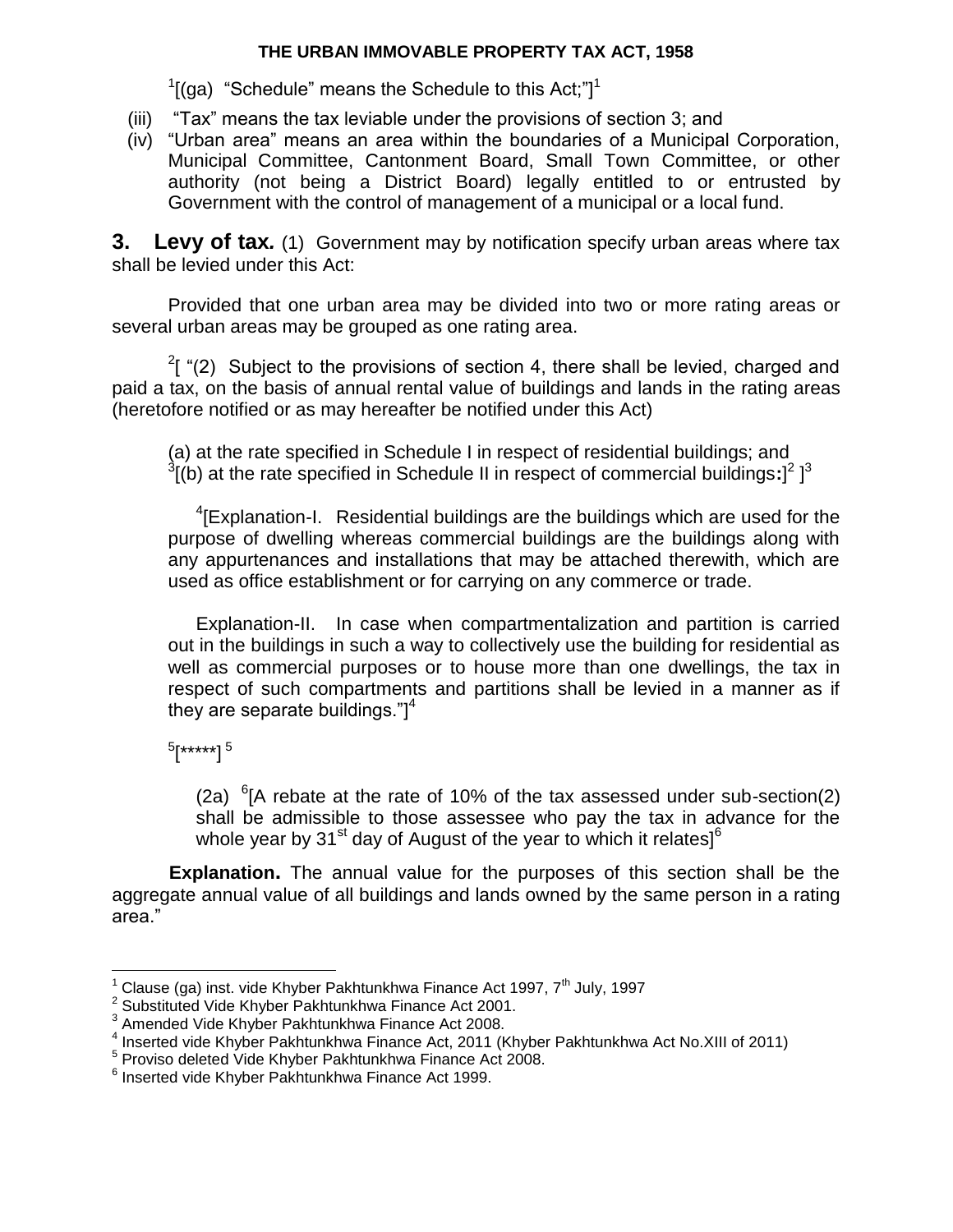[1][(ga) "Schedule" means the Schedule to this Act;"][1]

(iii) "Tax" means the tax leviable under the provisions of section 3; and

(iv) "Urban area" means an area within the boundaries of a Municipal Corporation, Municipal Committee, Cantonment Board, Small Town Committee, or other authority (not being a District Board) legally entitled to or entrusted by Government with the control of management of a municipal or a local fund.

**3. Levy of tax.** (1) Government may by notification specify urban areas where tax shall be levied under this Act:

Provided that one urban area may be divided into two or more rating areas or several urban areas may be grouped as one rating area.

[2][ "(2) Subject to the provisions of section 4, there shall be levied, charged and paid a tax, on the basis of annual rental value of buildings and lands in the rating areas (heretofore notified or as may hereafter be notified under this Act)

(a) at the rate specified in Schedule I in respect of residential buildings; and
[3][(b) at the rate specified in Schedule II in respect of commercial buildings**:**][2] ][3]

[4][Explanation-I. Residential buildings are the buildings which are used for the purpose of dwelling whereas commercial buildings are the buildings along with any appurtenances and installations that may be attached therewith, which are used as office establishment or for carrying on any commerce or trade.

Explanation-II. In case when compartmentalization and partition is carried out in the buildings in such a way to collectively use the building for residential as well as commercial purposes or to house more than one dwellings, the tax in respect of such compartments and partitions shall be levied in a manner as if they are separate buildings."][4]

[5][*****] [5]

(2a) [6][A rebate at the rate of 10% of the tax assessed under sub-section(2) shall be admissible to those assessee who pay the tax in advance for the whole year by 31st day of August of the year to which it relates][6]

**Explanation.** The annual value for the purposes of this section shall be the aggregate annual value of all buildings and lands owned by the same person in a rating area."

---

[1] Clause (ga) inst. vide Khyber Pakhtunkhwa Finance Act 1997, 7th July, 1997
[2] Substituted Vide Khyber Pakhtunkhwa Finance Act 2001.
[3] Amended Vide Khyber Pakhtunkhwa Finance Act 2008.
[4] Inserted vide Khyber Pakhtunkhwa Finance Act, 2011 (Khyber Pakhtunkhwa Act No.XIII of 2011)
[5] Proviso deleted Vide Khyber Pakhtunkhwa Finance Act 2008.
[6] Inserted vide Khyber Pakhtunkhwa Finance Act 1999.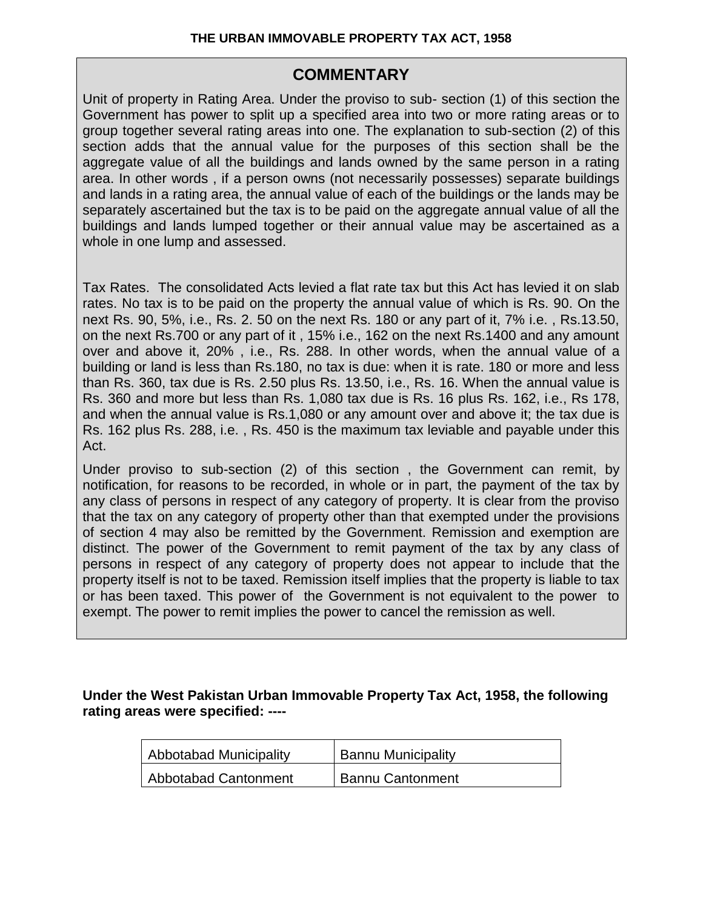## COMMENTARY

Unit of property in Rating Area. Under the proviso to sub- section (1) of this section the Government has power to split up a specified area into two or more rating areas or to group together several rating areas into one. The explanation to sub-section (2) of this section adds that the annual value for the purposes of this section shall be the aggregate value of all the buildings and lands owned by the same person in a rating area. In other words , if a person owns (not necessarily possesses) separate buildings and lands in a rating area, the annual value of each of the buildings or the lands may be separately ascertained but the tax is to be paid on the aggregate annual value of all the buildings and lands lumped together or their annual value may be ascertained as a whole in one lump and assessed.

Tax Rates. The consolidated Acts levied a flat rate tax but this Act has levied it on slab rates. No tax is to be paid on the property the annual value of which is Rs. 90. On the next Rs. 90, 5%, i.e., Rs. 2. 50 on the next Rs. 180 or any part of it, 7% i.e. , Rs.13.50, on the next Rs.700 or any part of it , 15% i.e., 162 on the next Rs.1400 and any amount over and above it, 20% , i.e., Rs. 288. In other words, when the annual value of a building or land is less than Rs.180, no tax is due: when it is rate. 180 or more and less than Rs. 360, tax due is Rs. 2.50 plus Rs. 13.50, i.e., Rs. 16. When the annual value is Rs. 360 and more but less than Rs. 1,080 tax due is Rs. 16 plus Rs. 162, i.e., Rs 178, and when the annual value is Rs.1,080 or any amount over and above it; the tax due is Rs. 162 plus Rs. 288, i.e. , Rs. 450 is the maximum tax leviable and payable under this Act.

Under proviso to sub-section (2) of this section , the Government can remit, by notification, for reasons to be recorded, in whole or in part, the payment of the tax by any class of persons in respect of any category of property. It is clear from the proviso that the tax on any category of property other than that exempted under the provisions of section 4 may also be remitted by the Government. Remission and exemption are distinct. The power of the Government to remit payment of the tax by any class of persons in respect of any category of property does not appear to include that the property itself is not to be taxed. Remission itself implies that the property is liable to tax or has been taxed. This power of the Government is not equivalent to the power to exempt. The power to remit implies the power to cancel the remission as well.

**Under the West Pakistan Urban Immovable Property Tax Act, 1958, the following rating areas were specified: ----**

| | |
|---|---|
| Abbotabad Municipality | Bannu Municipality |
| Abbotabad Cantonment | Bannu Cantonment |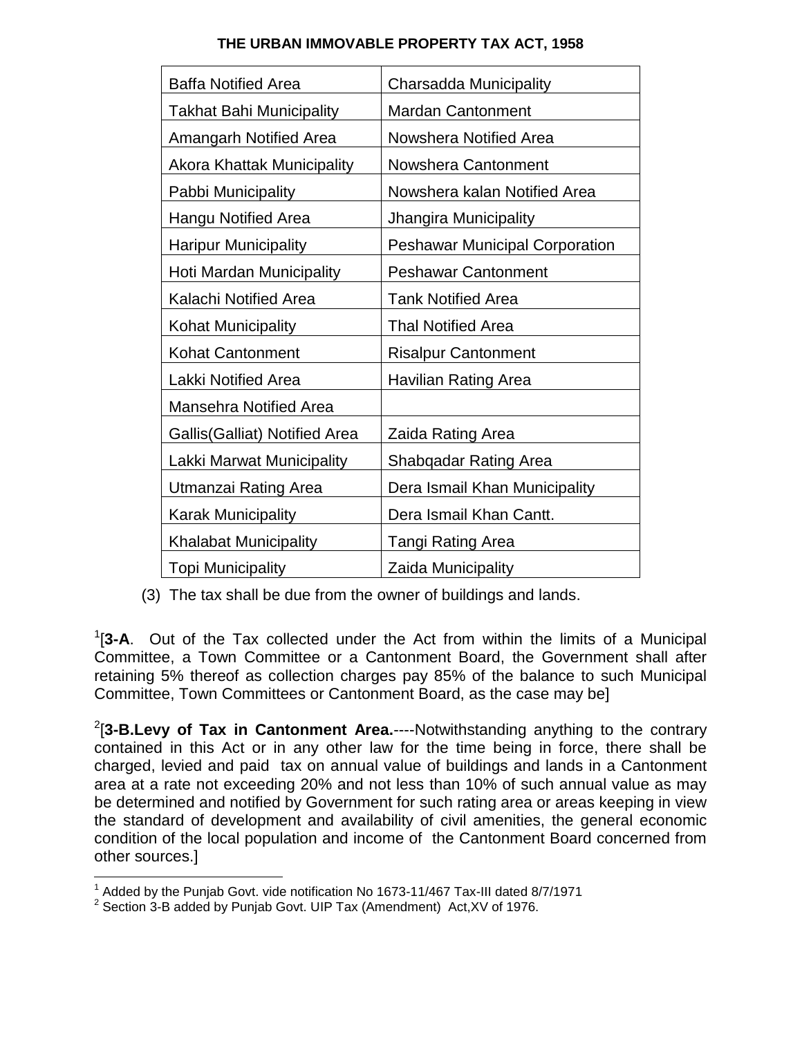| Baffa Notified Area | Charsadda Municipality |
|---|---|
| Takhat Bahi Municipality | Mardan Cantonment |
| Amangarh Notified Area | Nowshera Notified Area |
| Akora Khattak Municipality | Nowshera Cantonment |
| Pabbi Municipality | Nowshera kalan Notified Area |
| Hangu Notified Area | Jhangira Municipality |
| Haripur Municipality | Peshawar Municipal Corporation |
| Hoti Mardan Municipality | Peshawar Cantonment |
| Kalachi Notified Area | Tank Notified Area |
| Kohat Municipality | Thal Notified Area |
| Kohat Cantonment | Risalpur Cantonment |
| Lakki Notified Area | Havilian Rating Area |
| Mansehra Notified Area | |
| Gallis(Galliat) Notified Area | Zaida Rating Area |
| Lakki Marwat Municipality | Shabqadar Rating Area |
| Utmanzai Rating Area | Dera Ismail Khan Municipality |
| Karak Municipality | Dera Ismail Khan Cantt. |
| Khalabat Municipality | Tangi Rating Area |
| Topi Municipality | Zaida Municipality |

(3) The tax shall be due from the owner of buildings and lands.

[1][**3-A**. Out of the Tax collected under the Act from within the limits of a Municipal Committee, a Town Committee or a Cantonment Board, the Government shall after retaining 5% thereof as collection charges pay 85% of the balance to such Municipal Committee, Town Committees or Cantonment Board, as the case may be]

[2][**3-B.Levy of Tax in Cantonment Area.**----Notwithstanding anything to the contrary contained in this Act or in any other law for the time being in force, there shall be charged, levied and paid tax on annual value of buildings and lands in a Cantonment area at a rate not exceeding 20% and not less than 10% of such annual value as may be determined and notified by Government for such rating area or areas keeping in view the standard of development and availability of civil amenities, the general economic condition of the local population and income of the Cantonment Board concerned from other sources.]

---

[1] Added by the Punjab Govt. vide notification No 1673-11/467 Tax-III dated 8/7/1971

[2] Section 3-B added by Punjab Govt. UIP Tax (Amendment) Act,XV of 1976.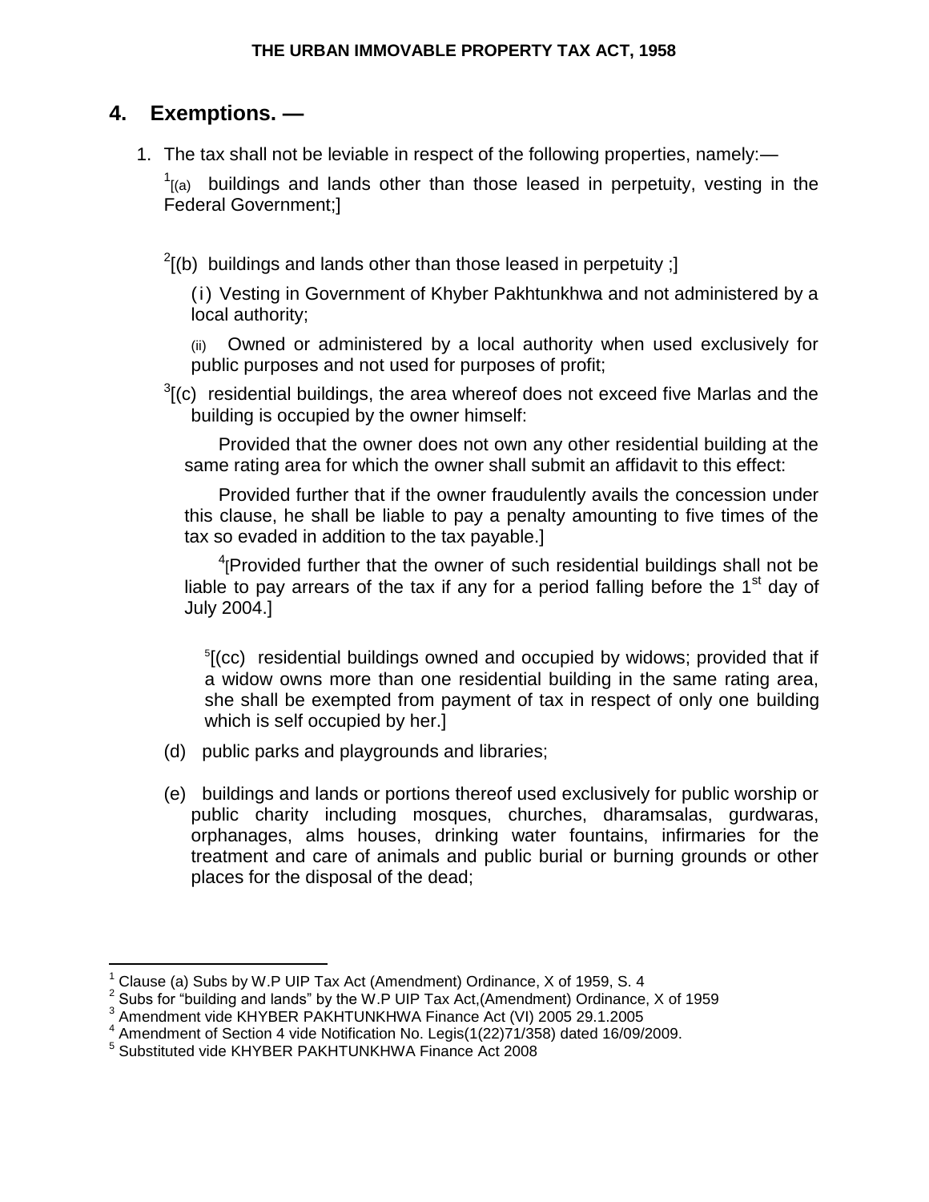## 4. Exemptions. —

1. The tax shall not be leviable in respect of the following properties, namely:—

   [1][(a) buildings and lands other than those leased in perpetuity, vesting in the Federal Government;]

   [2][(b) buildings and lands other than those leased in perpetuity ;]

   (i) Vesting in Government of Khyber Pakhtunkhwa and not administered by a local authority;

   (ii) Owned or administered by a local authority when used exclusively for public purposes and not used for purposes of profit;

   [3][(c) residential buildings, the area whereof does not exceed five Marlas and the building is occupied by the owner himself:

   Provided that the owner does not own any other residential building at the same rating area for which the owner shall submit an affidavit to this effect:

   Provided further that if the owner fraudulently avails the concession under this clause, he shall be liable to pay a penalty amounting to five times of the tax so evaded in addition to the tax payable.]

   [4][Provided further that the owner of such residential buildings shall not be liable to pay arrears of the tax if any for a period falling before the 1st day of July 2004.]

   [5][(cc) residential buildings owned and occupied by widows; provided that if a widow owns more than one residential building in the same rating area, she shall be exempted from payment of tax in respect of only one building which is self occupied by her.]

   (d) public parks and playgrounds and libraries;

   (e) buildings and lands or portions thereof used exclusively for public worship or public charity including mosques, churches, dharamsalas, gurdwaras, orphanages, alms houses, drinking water fountains, infirmaries for the treatment and care of animals and public burial or burning grounds or other places for the disposal of the dead;

---

[1] Clause (a) Subs by W.P UIP Tax Act (Amendment) Ordinance, X of 1959, S. 4

[2] Subs for "building and lands" by the W.P UIP Tax Act,(Amendment) Ordinance, X of 1959

[3] Amendment vide KHYBER PAKHTUNKHWA Finance Act (VI) 2005 29.1.2005

[4] Amendment of Section 4 vide Notification No. Legis(1(22)71/358) dated 16/09/2009.

[5] Substituted vide KHYBER PAKHTUNKHWA Finance Act 2008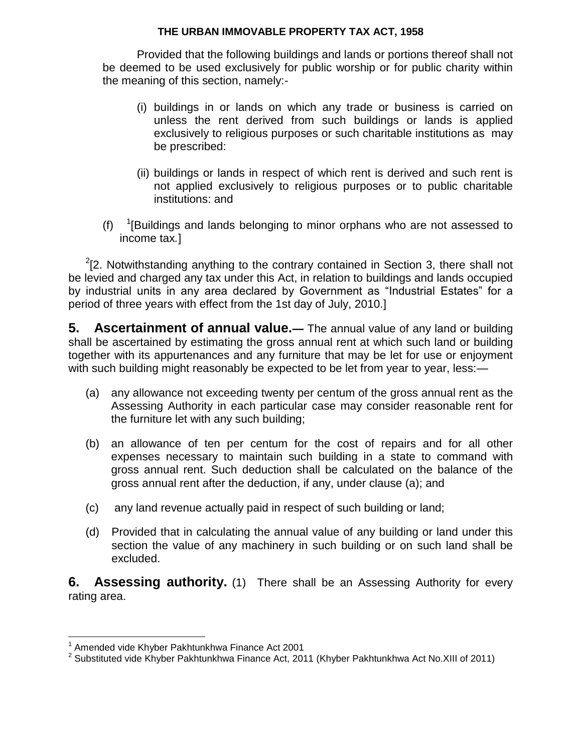Provided that the following buildings and lands or portions thereof shall not be deemed to be used exclusively for public worship or for public charity within the meaning of this section, namely:-

(i) buildings in or lands on which any trade or business is carried on unless the rent derived from such buildings or lands is applied exclusively to religious purposes or such charitable institutions as may be prescribed:

(ii) buildings or lands in respect of which rent is derived and such rent is not applied exclusively to religious purposes or to public charitable institutions: and

(f) [1][Buildings and lands belonging to minor orphans who are not assessed to income tax.]

[2][2. Notwithstanding anything to the contrary contained in Section 3, there shall not be levied and charged any tax under this Act, in relation to buildings and lands occupied by industrial units in any area declared by Government as "Industrial Estates" for a period of three years with effect from the 1st day of July, 2010.]

**5. Ascertainment of annual value.—** The annual value of any land or building shall be ascertained by estimating the gross annual rent at which such land or building together with its appurtenances and any furniture that may be let for use or enjoyment with such building might reasonably be expected to be let from year to year, less:—

(a) any allowance not exceeding twenty per centum of the gross annual rent as the Assessing Authority in each particular case may consider reasonable rent for the furniture let with any such building;

(b) an allowance of ten per centum for the cost of repairs and for all other expenses necessary to maintain such building in a state to command with gross annual rent. Such deduction shall be calculated on the balance of the gross annual rent after the deduction, if any, under clause (a); and

(c) any land revenue actually paid in respect of such building or land;

(d) Provided that in calculating the annual value of any building or land under this section the value of any machinery in such building or on such land shall be excluded.

**6. Assessing authority.** (1) There shall be an Assessing Authority for every rating area.

---

[1] Amended vide Khyber Pakhtunkhwa Finance Act 2001

[2] Substituted vide Khyber Pakhtunkhwa Finance Act, 2011 (Khyber Pakhtunkhwa Act No.XIII of 2011)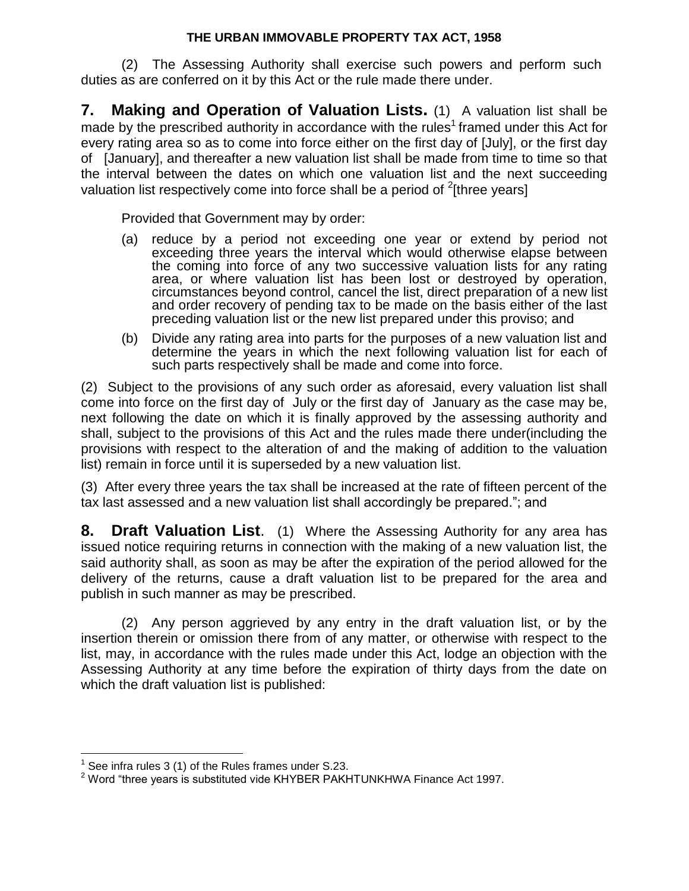(2) The Assessing Authority shall exercise such powers and perform such duties as are conferred on it by this Act or the rule made there under.

**7. Making and Operation of Valuation Lists.** (1) A valuation list shall be made by the prescribed authority in accordance with the rules[1] framed under this Act for every rating area so as to come into force either on the first day of [July], or the first day of [January], and thereafter a new valuation list shall be made from time to time so that the interval between the dates on which one valuation list and the next succeeding valuation list respectively come into force shall be a period of [2][three years]

Provided that Government may by order:

(a) reduce by a period not exceeding one year or extend by period not exceeding three years the interval which would otherwise elapse between the coming into force of any two successive valuation lists for any rating area, or where valuation list has been lost or destroyed by operation, circumstances beyond control, cancel the list, direct preparation of a new list and order recovery of pending tax to be made on the basis either of the last preceding valuation list or the new list prepared under this proviso; and

(b) Divide any rating area into parts for the purposes of a new valuation list and determine the years in which the next following valuation list for each of such parts respectively shall be made and come into force.

(2) Subject to the provisions of any such order as aforesaid, every valuation list shall come into force on the first day of July or the first day of January as the case may be, next following the date on which it is finally approved by the assessing authority and shall, subject to the provisions of this Act and the rules made there under(including the provisions with respect to the alteration of and the making of addition to the valuation list) remain in force until it is superseded by a new valuation list.

(3) After every three years the tax shall be increased at the rate of fifteen percent of the tax last assessed and a new valuation list shall accordingly be prepared."; and

**8. Draft Valuation List**. (1) Where the Assessing Authority for any area has issued notice requiring returns in connection with the making of a new valuation list, the said authority shall, as soon as may be after the expiration of the period allowed for the delivery of the returns, cause a draft valuation list to be prepared for the area and publish in such manner as may be prescribed.

(2) Any person aggrieved by any entry in the draft valuation list, or by the insertion therein or omission there from of any matter, or otherwise with respect to the list, may, in accordance with the rules made under this Act, lodge an objection with the Assessing Authority at any time before the expiration of thirty days from the date on which the draft valuation list is published:

---

[1] See infra rules 3 (1) of the Rules frames under S.23.

[2] Word "three years is substituted vide KHYBER PAKHTUNKHWA Finance Act 1997.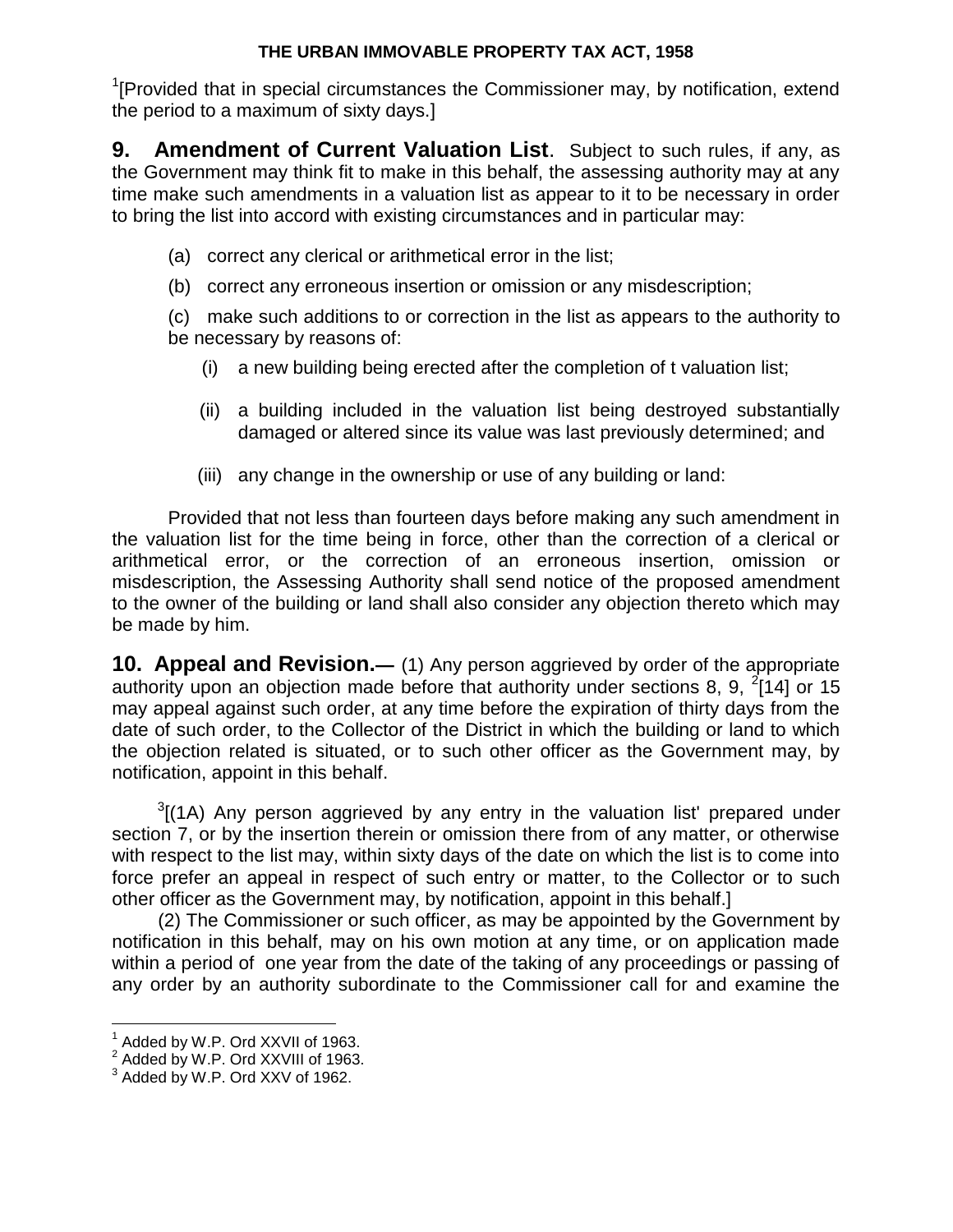[1][Provided that in special circumstances the Commissioner may, by notification, extend the period to a maximum of sixty days.]

**9. Amendment of Current Valuation List**. Subject to such rules, if any, as the Government may think fit to make in this behalf, the assessing authority may at any time make such amendments in a valuation list as appear to it to be necessary in order to bring the list into accord with existing circumstances and in particular may:

(a) correct any clerical or arithmetical error in the list;

(b) correct any erroneous insertion or omission or any misdescription;

(c) make such additions to or correction in the list as appears to the authority to be necessary by reasons of:

(i) a new building being erected after the completion of t valuation list;

(ii) a building included in the valuation list being destroyed substantially damaged or altered since its value was last previously determined; and

(iii) any change in the ownership or use of any building or land:

Provided that not less than fourteen days before making any such amendment in the valuation list for the time being in force, other than the correction of a clerical or arithmetical error, or the correction of an erroneous insertion, omission or misdescription, the Assessing Authority shall send notice of the proposed amendment to the owner of the building or land shall also consider any objection thereto which may be made by him.

**10. Appeal and Revision.—** (1) Any person aggrieved by order of the appropriate authority upon an objection made before that authority under sections 8, 9, [2][14] or 15 may appeal against such order, at any time before the expiration of thirty days from the date of such order, to the Collector of the District in which the building or land to which the objection related is situated, or to such other officer as the Government may, by notification, appoint in this behalf.

[3][(1A) Any person aggrieved by any entry in the valuation list' prepared under section 7, or by the insertion therein or omission there from of any matter, or otherwise with respect to the list may, within sixty days of the date on which the list is to come into force prefer an appeal in respect of such entry or matter, to the Collector or to such other officer as the Government may, by notification, appoint in this behalf.]

(2) The Commissioner or such officer, as may be appointed by the Government by notification in this behalf, may on his own motion at any time, or on application made within a period of one year from the date of the taking of any proceedings or passing of any order by an authority subordinate to the Commissioner call for and examine the

---

[1] Added by W.P. Ord XXVII of 1963.
[2] Added by W.P. Ord XXVIII of 1963.
[3] Added by W.P. Ord XXV of 1962.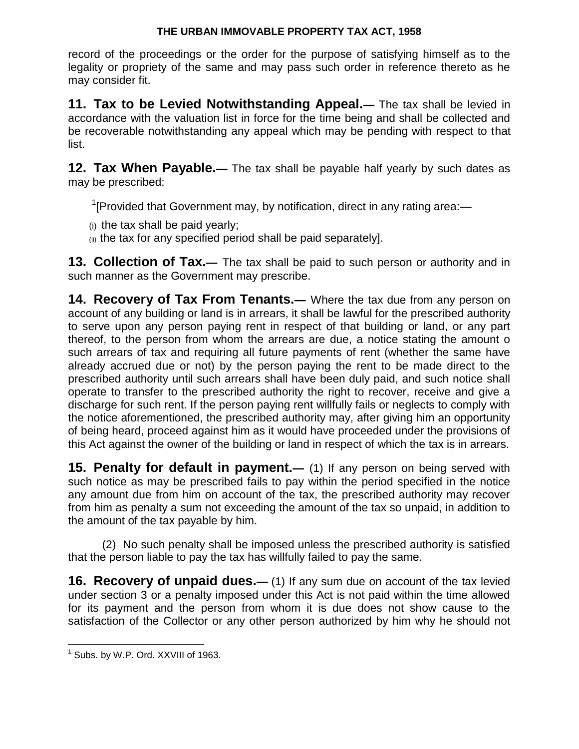record of the proceedings or the order for the purpose of satisfying himself as to the legality or propriety of the same and may pass such order in reference thereto as he may consider fit.

**11. Tax to be Levied Notwithstanding Appeal.—** The tax shall be levied in accordance with the valuation list in force for the time being and shall be collected and be recoverable notwithstanding any appeal which may be pending with respect to that list.

**12. Tax When Payable.—** The tax shall be payable half yearly by such dates as may be prescribed:

[1][Provided that Government may, by notification, direct in any rating area:—

(i) the tax shall be paid yearly;
(ii) the tax for any specified period shall be paid separately].

**13. Collection of Tax.—** The tax shall be paid to such person or authority and in such manner as the Government may prescribe.

**14. Recovery of Tax From Tenants.—** Where the tax due from any person on account of any building or land is in arrears, it shall be lawful for the prescribed authority to serve upon any person paying rent in respect of that building or land, or any part thereof, to the person from whom the arrears are due, a notice stating the amount o such arrears of tax and requiring all future payments of rent (whether the same have already accrued due or not) by the person paying the rent to be made direct to the prescribed authority until such arrears shall have been duly paid, and such notice shall operate to transfer to the prescribed authority the right to recover, receive and give a discharge for such rent. If the person paying rent willfully fails or neglects to comply with the notice aforementioned, the prescribed authority may, after giving him an opportunity of being heard, proceed against him as it would have proceeded under the provisions of this Act against the owner of the building or land in respect of which the tax is in arrears.

**15. Penalty for default in payment.—** (1) If any person on being served with such notice as may be prescribed fails to pay within the period specified in the notice any amount due from him on account of the tax, the prescribed authority may recover from him as penalty a sum not exceeding the amount of the tax so unpaid, in addition to the amount of the tax payable by him.

(2) No such penalty shall be imposed unless the prescribed authority is satisfied that the person liable to pay the tax has willfully failed to pay the same.

**16. Recovery of unpaid dues.—** (1) If any sum due on account of the tax levied under section 3 or a penalty imposed under this Act is not paid within the time allowed for its payment and the person from whom it is due does not show cause to the satisfaction of the Collector or any other person authorized by him why he should not

[1] Subs. by W.P. Ord. XXVIII of 1963.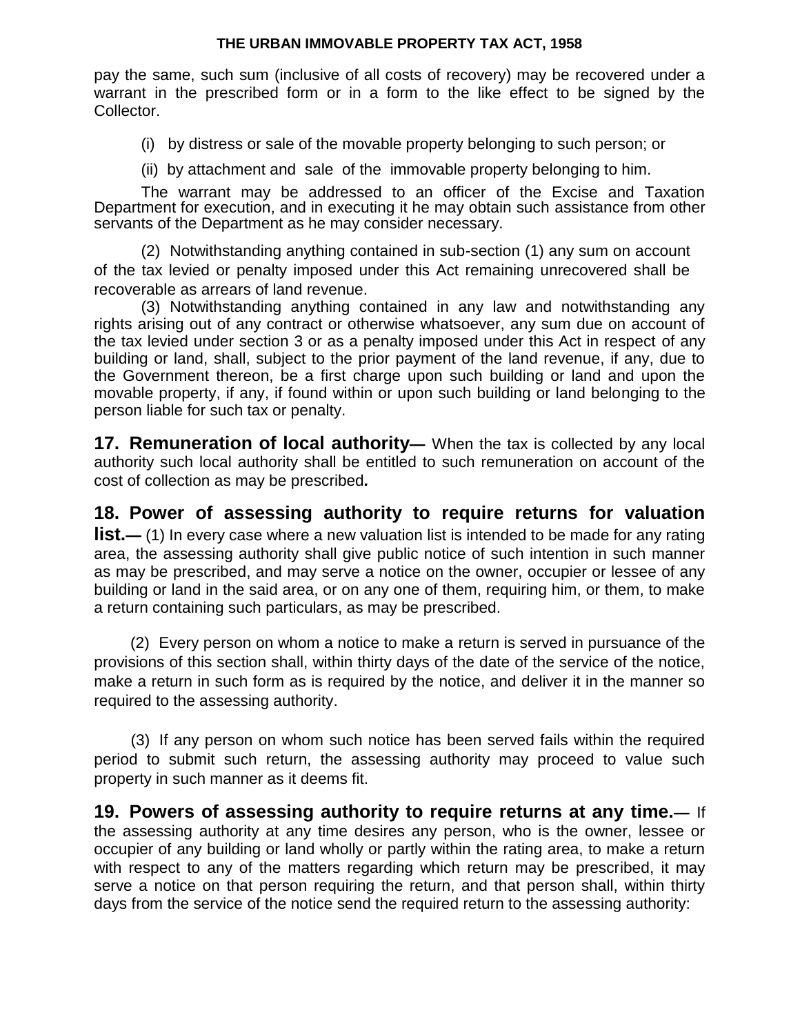pay the same, such sum (inclusive of all costs of recovery) may be recovered under a warrant in the prescribed form or in a form to the like effect to be signed by the Collector.

(i) by distress or sale of the movable property belonging to such person; or

(ii) by attachment and sale of the immovable property belonging to him.

The warrant may be addressed to an officer of the Excise and Taxation Department for execution, and in executing it he may obtain such assistance from other servants of the Department as he may consider necessary.

(2) Notwithstanding anything contained in sub-section (1) any sum on account of the tax levied or penalty imposed under this Act remaining unrecovered shall be recoverable as arrears of land revenue.

(3) Notwithstanding anything contained in any law and notwithstanding any rights arising out of any contract or otherwise whatsoever, any sum due on account of the tax levied under section 3 or as a penalty imposed under this Act in respect of any building or land, shall, subject to the prior payment of the land revenue, if any, due to the Government thereon, be a first charge upon such building or land and upon the movable property, if any, if found within or upon such building or land belonging to the person liable for such tax or penalty.

**17. Remuneration of local authority—** When the tax is collected by any local authority such local authority shall be entitled to such remuneration on account of the cost of collection as may be prescribed*.*

**18. Power of assessing authority to require returns for valuation list.—** (1) In every case where a new valuation list is intended to be made for any rating area, the assessing authority shall give public notice of such intention in such manner as may be prescribed, and may serve a notice on the owner, occupier or lessee of any building or land in the said area, or on any one of them, requiring him, or them, to make a return containing such particulars, as may be prescribed.

(2) Every person on whom a notice to make a return is served in pursuance of the provisions of this section shall, within thirty days of the date of the service of the notice, make a return in such form as is required by the notice, and deliver it in the manner so required to the assessing authority.

(3) If any person on whom such notice has been served fails within the required period to submit such return, the assessing authority may proceed to value such property in such manner as it deems fit.

**19. Powers of assessing authority to require returns at any time.—** If the assessing authority at any time desires any person, who is the owner, lessee or occupier of any building or land wholly or partly within the rating area, to make a return with respect to any of the matters regarding which return may be prescribed, it may serve a notice on that person requiring the return, and that person shall, within thirty days from the service of the notice send the required return to the assessing authority: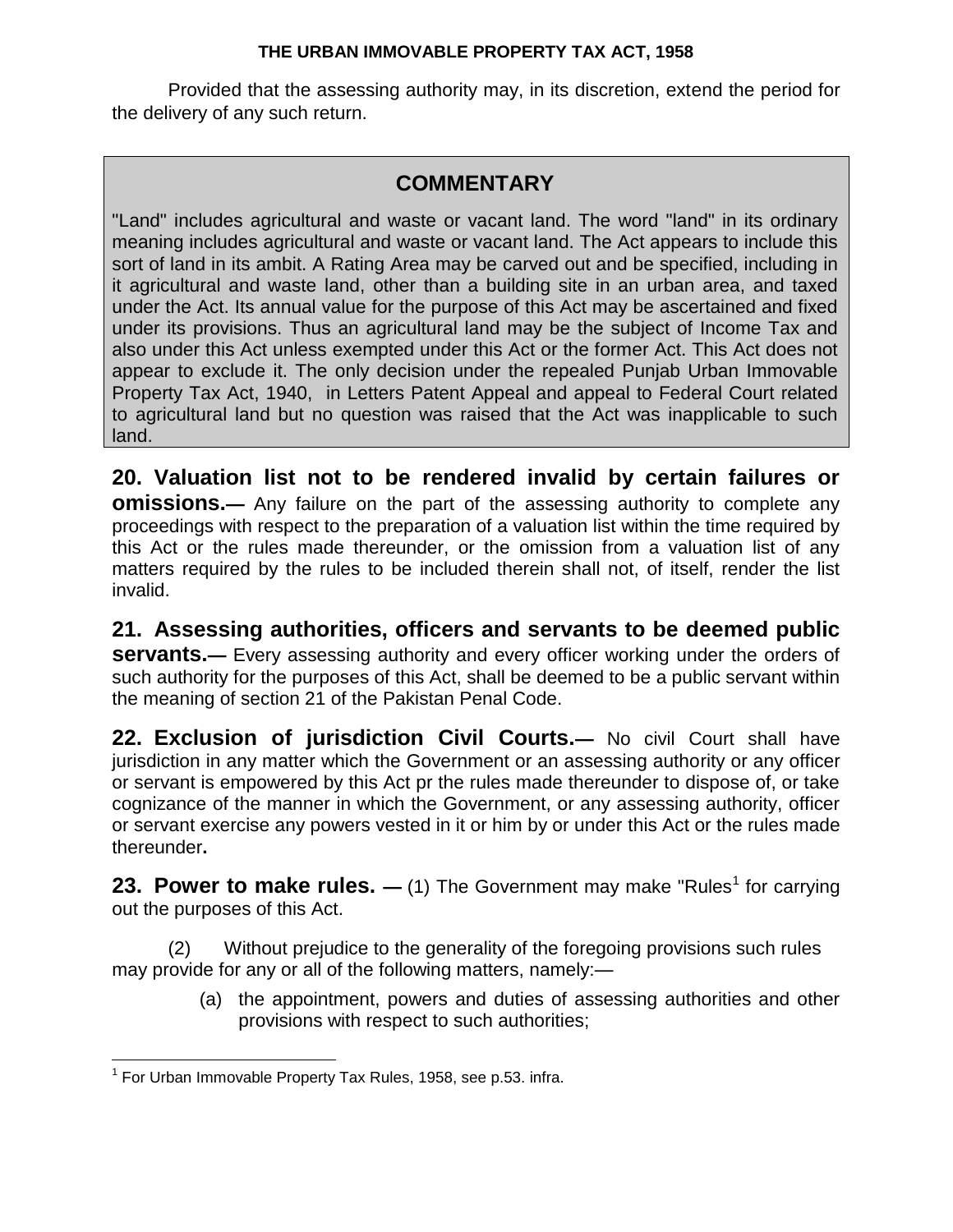Provided that the assessing authority may, in its discretion, extend the period for the delivery of any such return.

## COMMENTARY

"Land" includes agricultural and waste or vacant land. The word "land" in its ordinary meaning includes agricultural and waste or vacant land. The Act appears to include this sort of land in its ambit. A Rating Area may be carved out and be specified, including in it agricultural and waste land, other than a building site in an urban area, and taxed under the Act. Its annual value for the purpose of this Act may be ascertained and fixed under its provisions. Thus an agricultural land may be the subject of Income Tax and also under this Act unless exempted under this Act or the former Act. This Act does not appear to exclude it. The only decision under the repealed Punjab Urban Immovable Property Tax Act, 1940, in Letters Patent Appeal and appeal to Federal Court related to agricultural land but no question was raised that the Act was inapplicable to such land.

**20. Valuation list not to be rendered invalid by certain failures or omissions.—** Any failure on the part of the assessing authority to complete any proceedings with respect to the preparation of a valuation list within the time required by this Act or the rules made thereunder, or the omission from a valuation list of any matters required by the rules to be included therein shall not, of itself, render the list invalid.

**21. Assessing authorities, officers and servants to be deemed public servants.—** Every assessing authority and every officer working under the orders of such authority for the purposes of this Act, shall be deemed to be a public servant within the meaning of section 21 of the Pakistan Penal Code.

**22. Exclusion of jurisdiction Civil Courts.—** No civil Court shall have jurisdiction in any matter which the Government or an assessing authority or any officer or servant is empowered by this Act pr the rules made thereunder to dispose of, or take cognizance of the manner in which the Government, or any assessing authority, officer or servant exercise any powers vested in it or him by or under this Act or the rules made thereunder**.**

**23. Power to make rules. —** (1) The Government may make "Rules[1] for carrying out the purposes of this Act.

(2) Without prejudice to the generality of the foregoing provisions such rules may provide for any or all of the following matters, namely:—

(a) the appointment, powers and duties of assessing authorities and other provisions with respect to such authorities;

[1] For Urban Immovable Property Tax Rules, 1958, see p.53. infra.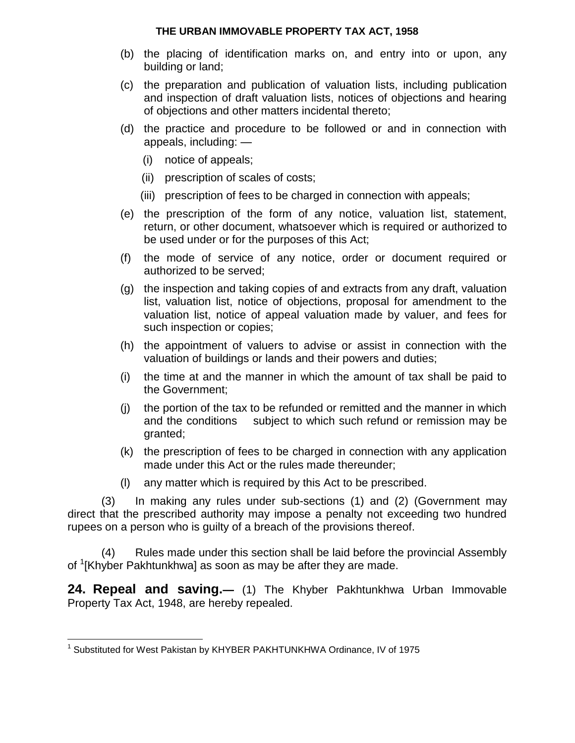(b) the placing of identification marks on, and entry into or upon, any building or land;

(c) the preparation and publication of valuation lists, including publication and inspection of draft valuation lists, notices of objections and hearing of objections and other matters incidental thereto;

(d) the practice and procedure to be followed or and in connection with appeals, including: —

   (i) notice of appeals;

   (ii) prescription of scales of costs;

   (iii) prescription of fees to be charged in connection with appeals;

(e) the prescription of the form of any notice, valuation list, statement, return, or other document, whatsoever which is required or authorized to be used under or for the purposes of this Act;

(f) the mode of service of any notice, order or document required or authorized to be served;

(g) the inspection and taking copies of and extracts from any draft, valuation list, valuation list, notice of objections, proposal for amendment to the valuation list, notice of appeal valuation made by valuer, and fees for such inspection or copies;

(h) the appointment of valuers to advise or assist in connection with the valuation of buildings or lands and their powers and duties;

(i) the time at and the manner in which the amount of tax shall be paid to the Government;

(j) the portion of the tax to be refunded or remitted and the manner in which and the conditions subject to which such refund or remission may be granted;

(k) the prescription of fees to be charged in connection with any application made under this Act or the rules made thereunder;

(l) any matter which is required by this Act to be prescribed.

(3) In making any rules under sub-sections (1) and (2) (Government may direct that the prescribed authority may impose a penalty not exceeding two hundred rupees on a person who is guilty of a breach of the provisions thereof.

(4) Rules made under this section shall be laid before the provincial Assembly of [1][Khyber Pakhtunkhwa] as soon as may be after they are made.

**24. Repeal and saving.—** (1) The Khyber Pakhtunkhwa Urban Immovable Property Tax Act, 1948, are hereby repealed.

---

[1] Substituted for West Pakistan by KHYBER PAKHTUNKHWA Ordinance, IV of 1975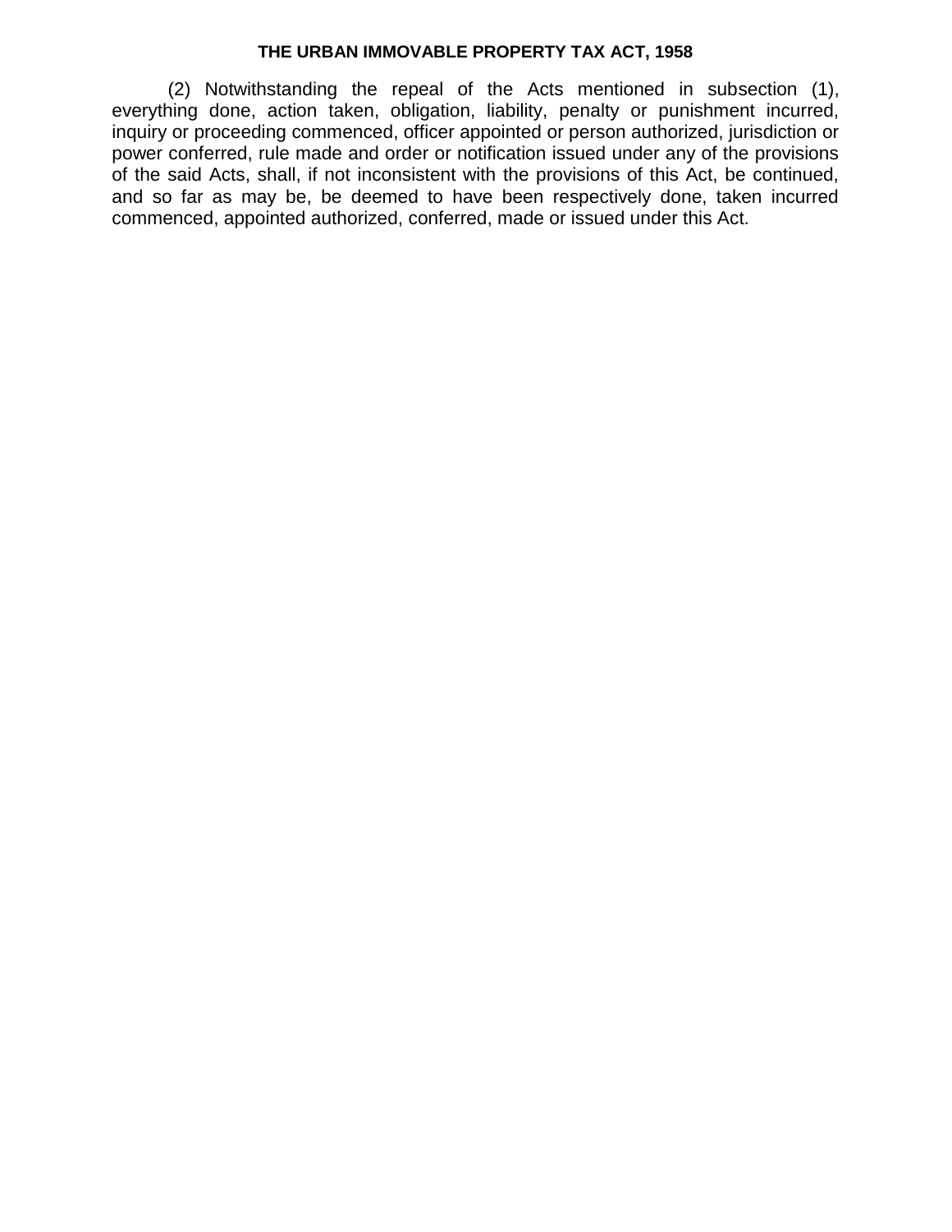(2) Notwithstanding the repeal of the Acts mentioned in subsection (1), everything done, action taken, obligation, liability, penalty or punishment incurred, inquiry or proceeding commenced, officer appointed or person authorized, jurisdiction or power conferred, rule made and order or notification issued under any of the provisions of the said Acts, shall, if not inconsistent with the provisions of this Act, be continued, and so far as may be, be deemed to have been respectively done, taken incurred commenced, appointed authorized, conferred, made or issued under this Act.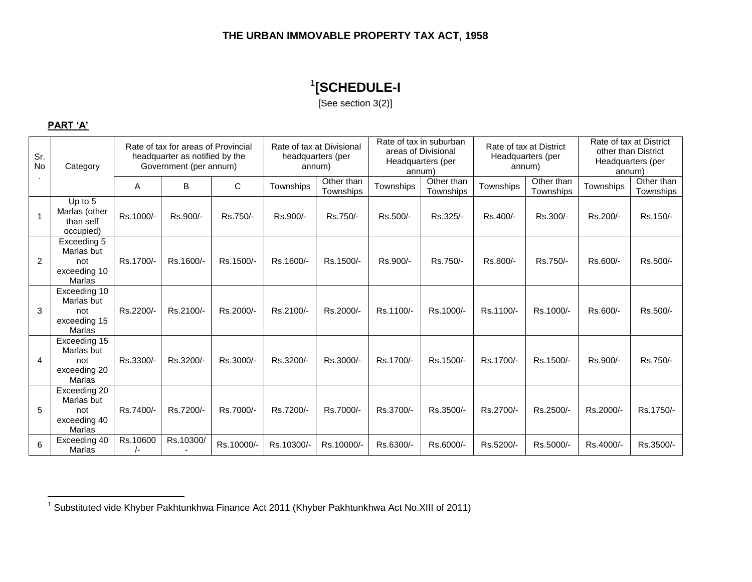**THE URBAN IMMOVABLE PROPERTY TAX ACT, 1958**

# [1][SCHEDULE-I

[See section 3(2)]

**PART 'A'**

| Sr. No. | Category | Rate of tax for areas of Provincial headquarter as notified by the Government (per annum) | | | Rate of tax at Divisional headquarters (per annum) | | Rate of tax in suburban areas of Divisional Headquarters (per annum) | | Rate of tax at District Headquarters (per annum) | | Rate of tax at District other than District Headquarters (per annum) | |
|---|---|---|---|---|---|---|---|---|---|---|---|---|
| | | A | B | C | Townships | Other than Townships | Townships | Other than Townships | Townships | Other than Townships | Townships | Other than Townships |
| 1 | Up to 5 Marlas (other than self occupied) | Rs.1000/- | Rs.900/- | Rs.750/- | Rs.900/- | Rs.750/- | Rs.500/- | Rs.325/- | Rs.400/- | Rs.300/- | Rs.200/- | Rs.150/- |
| 2 | Exceeding 5 Marlas but not exceeding 10 Marlas | Rs.1700/- | Rs.1600/- | Rs.1500/- | Rs.1600/- | Rs.1500/- | Rs.900/- | Rs.750/- | Rs.800/- | Rs.750/- | Rs.600/- | Rs.500/- |
| 3 | Exceeding 10 Marlas but not exceeding 15 Marlas | Rs.2200/- | Rs.2100/- | Rs.2000/- | Rs.2100/- | Rs.2000/- | Rs.1100/- | Rs.1000/- | Rs.1100/- | Rs.1000/- | Rs.600/- | Rs.500/- |
| 4 | Exceeding 15 Marlas but not exceeding 20 Marlas | Rs.3300/- | Rs.3200/- | Rs.3000/- | Rs.3200/- | Rs.3000/- | Rs.1700/- | Rs.1500/- | Rs.1700/- | Rs.1500/- | Rs.900/- | Rs.750/- |
| 5 | Exceeding 20 Marlas but not exceeding 40 Marlas | Rs.7400/- | Rs.7200/- | Rs.7000/- | Rs.7200/- | Rs.7000/- | Rs.3700/- | Rs.3500/- | Rs.2700/- | Rs.2500/- | Rs.2000/- | Rs.1750/- |
| 6 | Exceeding 40 Marlas | Rs.10600/- | Rs.10300/- | Rs.10000/- | Rs.10300/- | Rs.10000/- | Rs.6300/- | Rs.6000/- | Rs.5200/- | Rs.5000/- | Rs.4000/- | Rs.3500/- |

[1] Substituted vide Khyber Pakhtunkhwa Finance Act 2011 (Khyber Pakhtunkhwa Act No.XIII of 2011)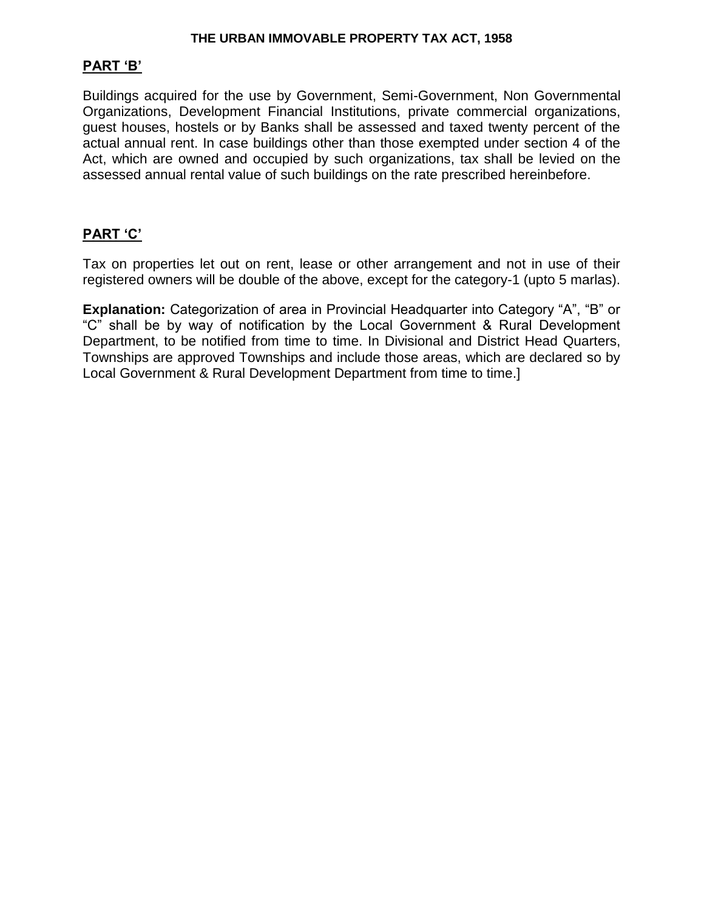## PART 'B'

Buildings acquired for the use by Government, Semi-Government, Non Governmental Organizations, Development Financial Institutions, private commercial organizations, guest houses, hostels or by Banks shall be assessed and taxed twenty percent of the actual annual rent. In case buildings other than those exempted under section 4 of the Act, which are owned and occupied by such organizations, tax shall be levied on the assessed annual rental value of such buildings on the rate prescribed hereinbefore.

## PART 'C'

Tax on properties let out on rent, lease or other arrangement and not in use of their registered owners will be double of the above, except for the category-1 (upto 5 marlas).

**Explanation:** Categorization of area in Provincial Headquarter into Category "A", "B" or "C" shall be by way of notification by the Local Government & Rural Development Department, to be notified from time to time. In Divisional and District Head Quarters, Townships are approved Townships and include those areas, which are declared so by Local Government & Rural Development Department from time to time.]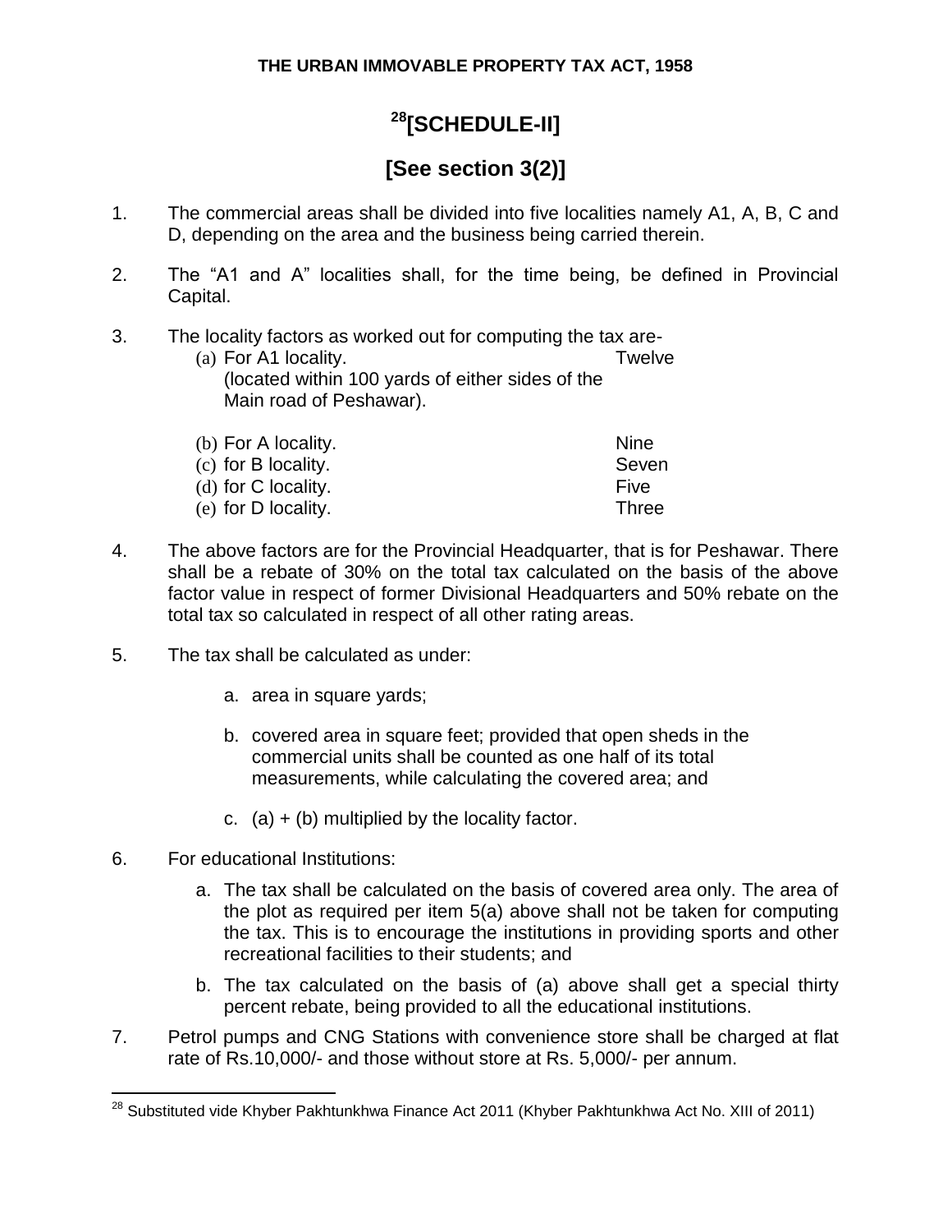THE URBAN IMMOVABLE PROPERTY TAX ACT, 1958

# [28][SCHEDULE-II]

## [See section 3(2)]

1. The commercial areas shall be divided into five localities namely A1, A, B, C and D, depending on the area and the business being carried therein.

2. The “A1 and A” localities shall, for the time being, be defined in Provincial Capital.

3. The locality factors as worked out for computing the tax are-

| | |
|---|---|
| (a) For A1 locality. (located within 100 yards of either sides of the Main road of Peshawar). | Twelve |
| (b) For A locality. | Nine |
| (c) for B locality. | Seven |
| (d) for C locality. | Five |
| (e) for D locality. | Three |

4. The above factors are for the Provincial Headquarter, that is for Peshawar. There shall be a rebate of 30% on the total tax calculated on the basis of the above factor value in respect of former Divisional Headquarters and 50% rebate on the total tax so calculated in respect of all other rating areas.

5. The tax shall be calculated as under:

    a. area in square yards;

    b. covered area in square feet; provided that open sheds in the commercial units shall be counted as one half of its total measurements, while calculating the covered area; and

    c. (a) + (b) multiplied by the locality factor.

6. For educational Institutions:

    a. The tax shall be calculated on the basis of covered area only. The area of the plot as required per item 5(a) above shall not be taken for computing the tax. This is to encourage the institutions in providing sports and other recreational facilities to their students; and

    b. The tax calculated on the basis of (a) above shall get a special thirty percent rebate, being provided to all the educational institutions.

7. Petrol pumps and CNG Stations with convenience store shall be charged at flat rate of Rs.10,000/- and those without store at Rs. 5,000/- per annum.

---

[28] Substituted vide Khyber Pakhtunkhwa Finance Act 2011 (Khyber Pakhtunkhwa Act No. XIII of 2011)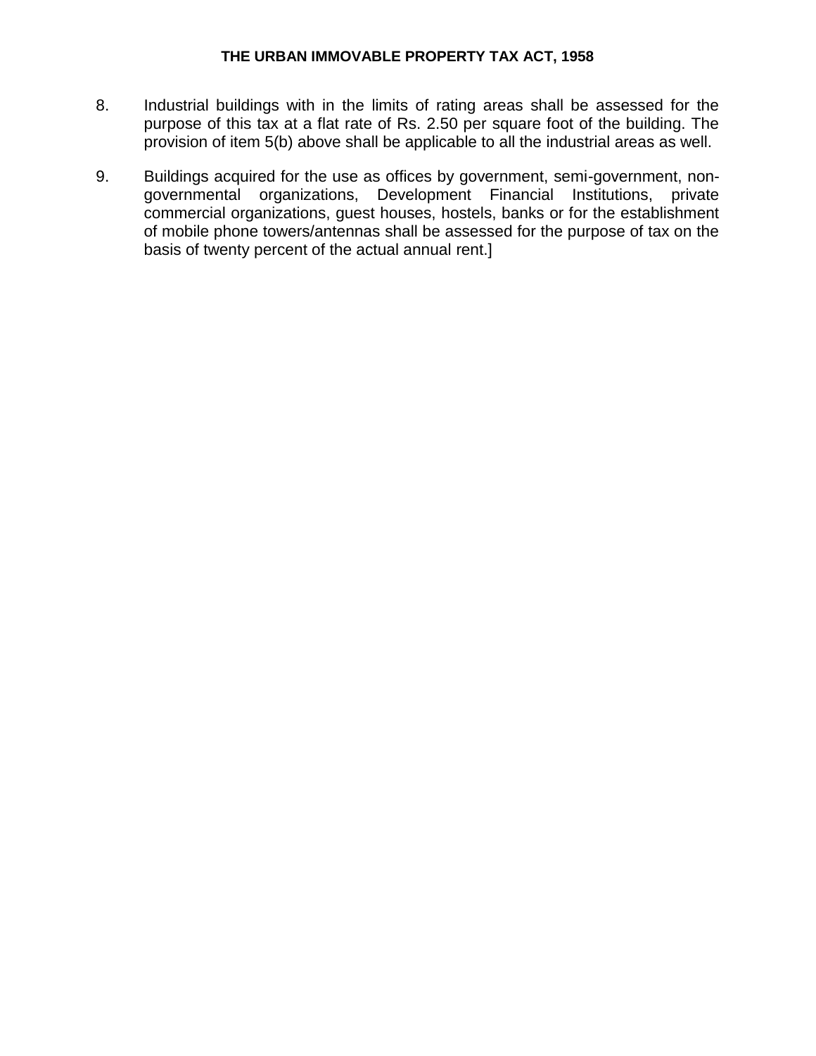8. Industrial buildings with in the limits of rating areas shall be assessed for the purpose of this tax at a flat rate of Rs. 2.50 per square foot of the building. The provision of item 5(b) above shall be applicable to all the industrial areas as well.

9. Buildings acquired for the use as offices by government, semi-government, non-governmental organizations, Development Financial Institutions, private commercial organizations, guest houses, hostels, banks or for the establishment of mobile phone towers/antennas shall be assessed for the purpose of tax on the basis of twenty percent of the actual annual rent.]